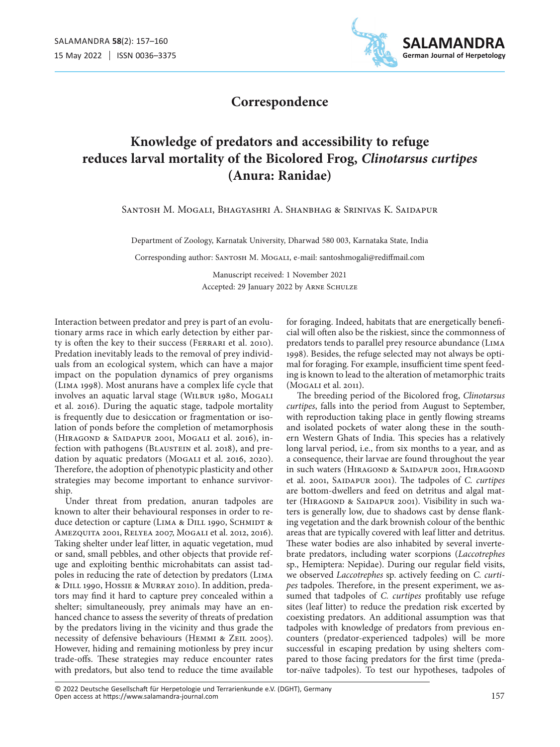## Correspondence

# Knowledge of predators and accessibility to refuge reduces larval mortality of the Bicolored Frog, *Clinotarsus curtipes* (Anura: Ranidae)

Santosh M. Mogali, Bhagyashri A. Shanbhag & Srinivas K. Saidapur

Department of Zoology, Karnatak University, Dharwad 580 003, Karnataka State, India

Corresponding author: Santosh M. Mogali, e-mail: santoshmogali@rediffmail.com

Manuscript received: 1 November 2021
Accepted: 29 January 2022 by Arne Schulze

Interaction between predator and prey is part of an evolutionary arms race in which early detection by either party is often the key to their success (Ferrari et al. 2010). Predation inevitably leads to the removal of prey individuals from an ecological system, which can have a major impact on the population dynamics of prey organisms (Lima 1998). Most anurans have a complex life cycle that involves an aquatic larval stage (Wilbur 1980, Mogali et al. 2016). During the aquatic stage, tadpole mortality is frequently due to desiccation or fragmentation or isolation of ponds before the completion of metamorphosis (Hiragond & Saidapur 2001, Mogali et al. 2016), infection with pathogens (Blaustein et al. 2018), and predation by aquatic predators (Mogali et al. 2016, 2020). Therefore, the adoption of phenotypic plasticity and other strategies may become important to enhance survivorship.

Under threat from predation, anuran tadpoles are known to alter their behavioural responses in order to reduce detection or capture (Lima & Dill 1990, Schmidt & Amezquita 2001, Relyea 2007, Mogali et al. 2012, 2016). Taking shelter under leaf litter, in aquatic vegetation, mud or sand, small pebbles, and other objects that provide refuge and exploiting benthic microhabitats can assist tadpoles in reducing the rate of detection by predators (Lima & Dill 1990, Hossie & Murray 2010). In addition, predators may find it hard to capture prey concealed within a shelter; simultaneously, prey animals may have an enhanced chance to assess the severity of threats of predation by the predators living in the vicinity and thus grade the necessity of defensive behaviours (Hemmi & Zeil 2005). However, hiding and remaining motionless by prey incur trade-offs. These strategies may reduce encounter rates with predators, but also tend to reduce the time available for foraging. Indeed, habitats that are energetically beneficial will often also be the riskiest, since the commonness of predators tends to parallel prey resource abundance (Lima 1998). Besides, the refuge selected may not always be optimal for foraging. For example, insufficient time spent feeding is known to lead to the alteration of metamorphic traits (Mogali et al. 2011).

The breeding period of the Bicolored frog, *Clinotarsus curtipes*, falls into the period from August to September, with reproduction taking place in gently flowing streams and isolated pockets of water along these in the southern Western Ghats of India. This species has a relatively long larval period, i.e., from six months to a year, and as a consequence, their larvae are found throughout the year in such waters (Hiragond & Saidapur 2001, Hiragond et al. 2001, Saidapur 2001). The tadpoles of *C. curtipes* are bottom-dwellers and feed on detritus and algal matter (Hiragond & Saidapur 2001). Visibility in such waters is generally low, due to shadows cast by dense flanking vegetation and the dark brownish colour of the benthic areas that are typically covered with leaf litter and detritus. These water bodies are also inhabited by several invertebrate predators, including water scorpions (*Laccotrephes* sp., Hemiptera: Nepidae). During our regular field visits, we observed *Laccotrephes* sp. actively feeding on *C. curtipes* tadpoles. Therefore, in the present experiment, we assumed that tadpoles of *C. curtipes* profitably use refuge sites (leaf litter) to reduce the predation risk excerted by coexisting predators. An additional assumption was that tadpoles with knowledge of predators from previous encounters (predator-experienced tadpoles) will be more successful in escaping predation by using shelters compared to those facing predators for the first time (predator-naïve tadpoles). To test our hypotheses, tadpoles of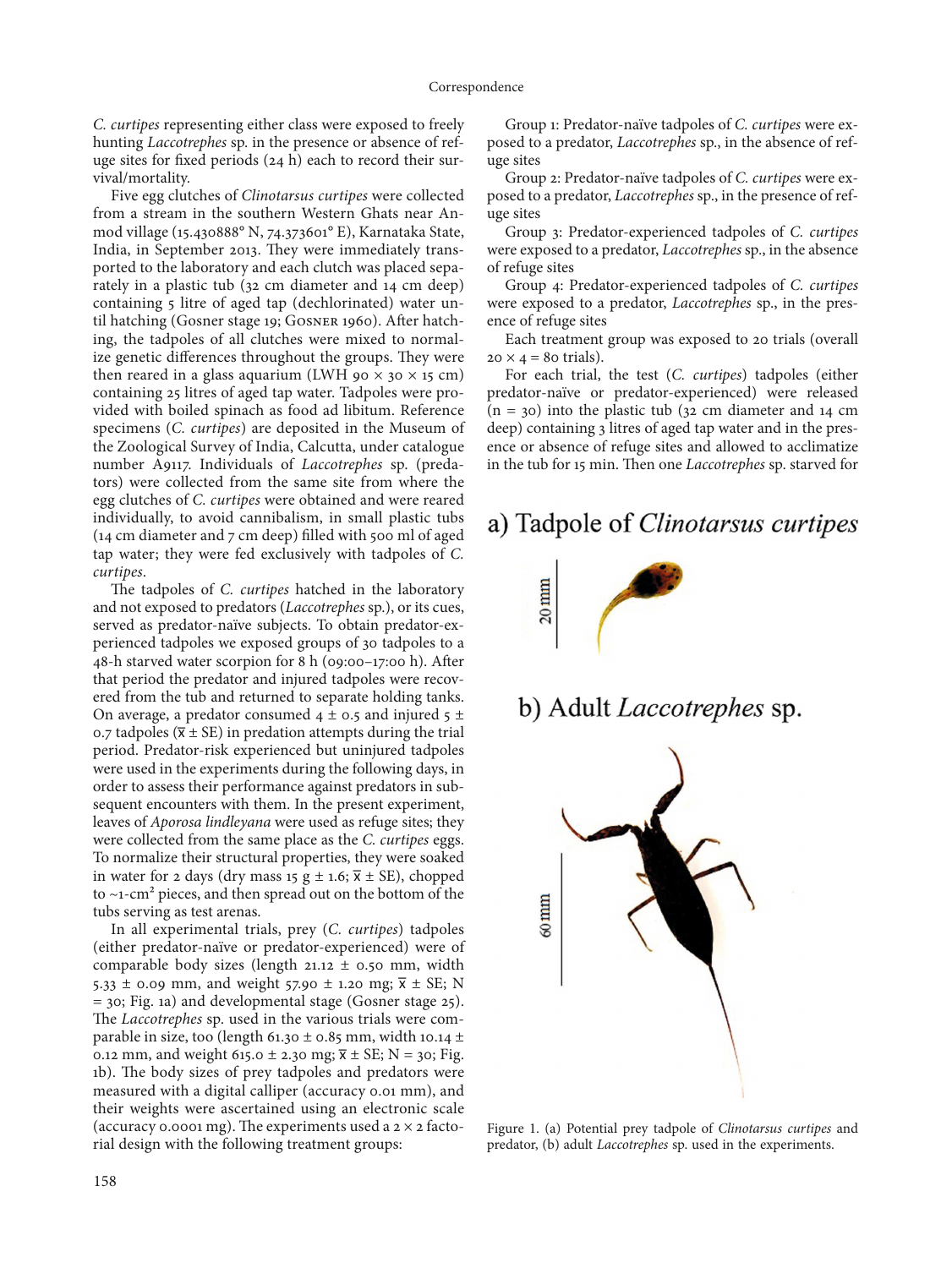*C. curtipes* representing either class were exposed to freely hunting *Laccotrephes* sp. in the presence or absence of refuge sites for fixed periods (24 h) each to record their survival/mortality.

Five egg clutches of *Clinotarsus curtipes* were collected from a stream in the southern Western Ghats near Anmod village (15.430888° N, 74.373601° E), Karnataka State, India, in September 2013. They were immediately transported to the laboratory and each clutch was placed separately in a plastic tub (32 cm diameter and 14 cm deep) containing 5 litre of aged tap (dechlorinated) water until hatching (Gosner stage 19; Gosner 1960). After hatching, the tadpoles of all clutches were mixed to normalize genetic differences throughout the groups. They were then reared in a glass aquarium (LWH 90 × 30 × 15 cm) containing 25 litres of aged tap water. Tadpoles were provided with boiled spinach as food ad libitum. Reference specimens (*C. curtipes*) are deposited in the Museum of the Zoological Survey of India, Calcutta, under catalogue number A9117. Individuals of *Laccotrephes* sp. (predators) were collected from the same site from where the egg clutches of *C. curtipes* were obtained and were reared individually, to avoid cannibalism, in small plastic tubs (14 cm diameter and 7 cm deep) filled with 500 ml of aged tap water; they were fed exclusively with tadpoles of *C. curtipes*.

The tadpoles of *C. curtipes* hatched in the laboratory and not exposed to predators (*Laccotrephes* sp.), or its cues, served as predator-naïve subjects. To obtain predator-experienced tadpoles we exposed groups of 30 tadpoles to a 48-h starved water scorpion for 8 h (09:00–17:00 h). After that period the predator and injured tadpoles were recovered from the tub and returned to separate holding tanks. On average, a predator consumed 4 ± 0.5 and injured 5 ± 0.7 tadpoles ($\bar{x} \pm$ SE) in predation attempts during the trial period. Predator-risk experienced but uninjured tadpoles were used in the experiments during the following days, in order to assess their performance against predators in subsequent encounters with them. In the present experiment, leaves of *Aporosa lindleyana* were used as refuge sites; they were collected from the same place as the *C. curtipes* eggs. To normalize their structural properties, they were soaked in water for 2 days (dry mass 15 g ± 1.6; $\bar{x} \pm$ SE), chopped to ~1-cm² pieces, and then spread out on the bottom of the tubs serving as test arenas.

In all experimental trials, prey (*C. curtipes*) tadpoles (either predator-naïve or predator-experienced) were of comparable body sizes (length 21.12 ± 0.50 mm, width 5.33 ± 0.09 mm, and weight 57.90 ± 1.20 mg; $\bar{x} \pm$ SE; N = 30; Fig. 1a) and developmental stage (Gosner stage 25). The *Laccotrephes* sp. used in the various trials were comparable in size, too (length 61.30 ± 0.85 mm, width 10.14 ± 0.12 mm, and weight 615.0 ± 2.30 mg; $\bar{x} \pm$ SE; N = 30; Fig. 1b). The body sizes of prey tadpoles and predators were measured with a digital calliper (accuracy 0.01 mm), and their weights were ascertained using an electronic scale (accuracy 0.0001 mg). The experiments used a 2 × 2 factorial design with the following treatment groups:

Group 1: Predator-naïve tadpoles of *C. curtipes* were exposed to a predator, *Laccotrephes* sp., in the absence of refuge sites

Group 2: Predator-naïve tadpoles of *C. curtipes* were exposed to a predator, *Laccotrephes* sp., in the presence of refuge sites

Group 3: Predator-experienced tadpoles of *C. curtipes* were exposed to a predator, *Laccotrephes* sp., in the absence of refuge sites

Group 4: Predator-experienced tadpoles of *C. curtipes* were exposed to a predator, *Laccotrephes* sp., in the presence of refuge sites

Each treatment group was exposed to 20 trials (overall 20 × 4 = 80 trials).

For each trial, the test (*C. curtipes*) tadpoles (either predator-naïve or predator-experienced) were released (n = 30) into the plastic tub (32 cm diameter and 14 cm deep) containing 3 litres of aged tap water and in the presence or absence of refuge sites and allowed to acclimatize in the tub for 15 min. Then one *Laccotrephes* sp. starved for

Figure 1. (a) Potential prey tadpole of *Clinotarsus curtipes* and predator, (b) adult *Laccotrephes* sp. used in the experiments.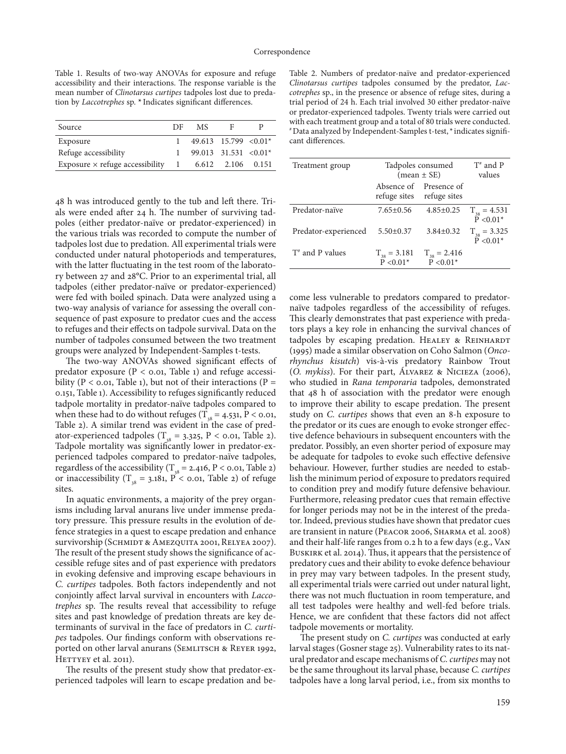Table 1. Results of two-way ANOVAs for exposure and refuge accessibility and their interactions. The response variable is the mean number of *Clinotarsus curtipes* tadpoles lost due to predation by *Laccotrephes* sp. * Indicates significant differences.

| Source | DF | MS | F | P |
|---|---|---|---|---|
| Exposure | 1 | 49.613 | 15.799 | <0.01* |
| Refuge accessibility | 1 | 99.013 | 31.531 | <0.01* |
| Exposure × refuge accessibility | 1 | 6.612 | 2.106 | 0.151 |

Table 2. Numbers of predator-naïve and predator-experienced *Clinotarsus curtipes* tadpoles consumed by the predator, *Laccotrephes* sp., in the presence or absence of refuge sites, during a trial period of 24 h. Each trial involved 30 either predator-naïve or predator-experienced tadpoles. Twenty trials were carried out with each treatment group and a total of 80 trials were conducted. # Data analyzed by Independent-Samples t-test, * indicates significant differences.

| Treatment group | Tadpoles consumed (mean ± SE) | | T# and P values |
|---|---|---|---|
| | Absence of refuge sites | Presence of refuge sites | |
| Predator-naïve | 7.65±0.56 | 4.85±0.25 | $T_{38} = 4.531$, P <0.01* |
| Predator-experienced | 5.50±0.37 | 3.84±0.32 | $T_{38} = 3.325$, P <0.01* |
| T# and P values | $T_{38} = 3.181$, P <0.01* | $T_{38} = 2.416$, P <0.01* | |

48 h was introduced gently to the tub and left there. Trials were ended after 24 h. The number of surviving tadpoles (either predator-naïve or predator-experienced) in the various trials was recorded to compute the number of tadpoles lost due to predation. All experimental trials were conducted under natural photoperiods and temperatures, with the latter fluctuating in the test room of the laboratory between 27 and 28°C. Prior to an experimental trial, all tadpoles (either predator-naïve or predator-experienced) were fed with boiled spinach. Data were analyzed using a two-way analysis of variance for assessing the overall consequence of past exposure to predator cues and the access to refuges and their effects on tadpole survival. Data on the number of tadpoles consumed between the two treatment groups were analyzed by Independent-Samples t-tests.

The two-way ANOVAs showed significant effects of predator exposure ($P < 0.01$, Table 1) and refuge accessibility ($P < 0.01$, Table 1), but not of their interactions ($P = 0.151$, Table 1). Accessibility to refuges significantly reduced tadpole mortality in predator-naïve tadpoles compared to when these had to do without refuges ($T_{38} = 4.531$, $P < 0.01$, Table 2). A similar trend was evident in the case of predator-experienced tadpoles ($T_{38} = 3.325$, $P < 0.01$, Table 2). Tadpole mortality was significantly lower in predator-experienced tadpoles compared to predator-naïve tadpoles, regardless of the accessibility ($T_{38} = 2.416$, $P < 0.01$, Table 2) or inaccessibility ($T_{38} = 3.181$, $P < 0.01$, Table 2) of refuge sites.

In aquatic environments, a majority of the prey organisms including larval anurans live under immense predatory pressure. This pressure results in the evolution of defence strategies in a quest to escape predation and enhance survivorship (Schmidt & Amezquita 2001, Relyea 2007). The result of the present study shows the significance of accessible refuge sites and of past experience with predators in evoking defensive and improving escape behaviours in *C. curtipes* tadpoles. Both factors independently and not conjointly affect larval survival in encounters with *Laccotrephes* sp. The results reveal that accessibility to refuge sites and past knowledge of predation threats are key determinants of survival in the face of predators in *C. curtipes* tadpoles. Our findings conform with observations reported on other larval anurans (Semlitsch & Reyer 1992, Hettyey et al. 2011).

The results of the present study show that predator-experienced tadpoles will learn to escape predation and become less vulnerable to predators compared to predator-naïve tadpoles regardless of the accessibility of refuges. This clearly demonstrates that past experience with predators plays a key role in enhancing the survival chances of tadpoles by escaping predation. Healey & Reinhardt (1995) made a similar observation on Coho Salmon (*Oncorhynchus kisutch*) vis-à-vis predatory Rainbow Trout (*O. mykiss*). For their part, Álvarez & Nicieza (2006), who studied in *Rana temporaria* tadpoles, demonstrated that 48 h of association with the predator were enough to improve their ability to escape predation. The present study on *C. curtipes* shows that even an 8-h exposure to the predator or its cues are enough to evoke stronger effective defence behaviours in subsequent encounters with the predator. Possibly, an even shorter period of exposure may be adequate for tadpoles to evoke such effective defensive behaviour. However, further studies are needed to establish the minimum period of exposure to predators required to condition prey and modify future defensive behaviour. Furthermore, releasing predator cues that remain effective for longer periods may not be in the interest of the predator. Indeed, previous studies have shown that predator cues are transient in nature (Peacor 2006, Sharma et al. 2008) and their half-life ranges from 0.2 h to a few days (e.g., Van Buskirk et al. 2014). Thus, it appears that the persistence of predatory cues and their ability to evoke defence behaviour in prey may vary between tadpoles. In the present study, all experimental trials were carried out under natural light, there was not much fluctuation in room temperature, and all test tadpoles were healthy and well-fed before trials. Hence, we are confident that these factors did not affect tadpole movements or mortality.

The present study on *C. curtipes* was conducted at early larval stages (Gosner stage 25). Vulnerability rates to its natural predator and escape mechanisms of *C. curtipes* may not be the same throughout its larval phase, because *C. curtipes* tadpoles have a long larval period, i.e., from six months to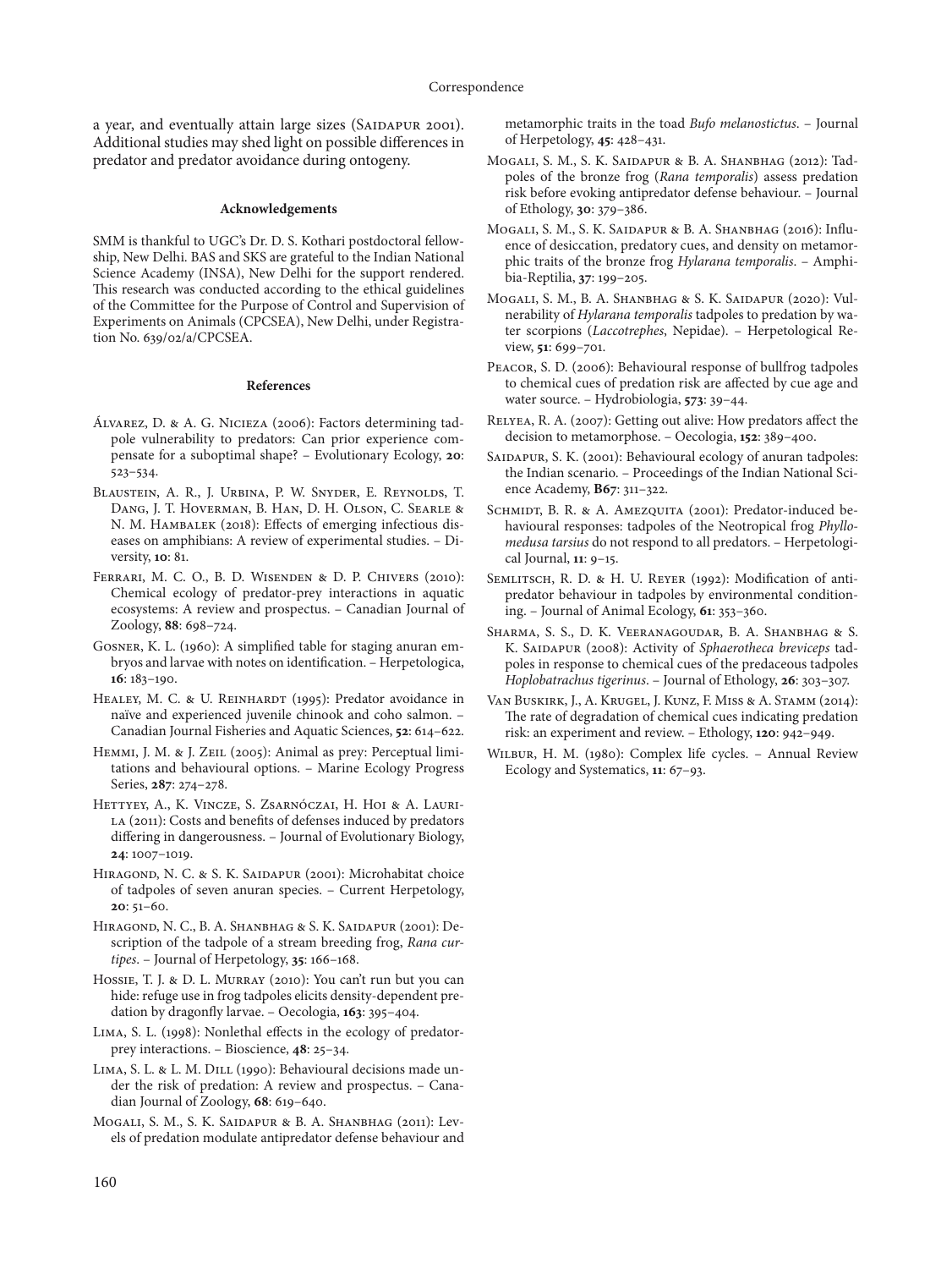a year, and eventually attain large sizes (Saidapur 2001). Additional studies may shed light on possible differences in predator and predator avoidance during ontogeny.

### Acknowledgements

SMM is thankful to UGC's Dr. D. S. Kothari postdoctoral fellowship, New Delhi. BAS and SKS are grateful to the Indian National Science Academy (INSA), New Delhi for the support rendered. This research was conducted according to the ethical guidelines of the Committee for the Purpose of Control and Supervision of Experiments on Animals (CPCSEA), New Delhi, under Registration No. 639/02/a/CPCSEA.

### References

Álvarez, D. & A. G. Nicieza (2006): Factors determining tadpole vulnerability to predators: Can prior experience compensate for a suboptimal shape? – Evolutionary Ecology, **20**: 523–534.

Blaustein, A. R., J. Urbina, P. W. Snyder, E. Reynolds, T. Dang, J. T. Hoverman, B. Han, D. H. Olson, C. Searle & N. M. Hambalek (2018): Effects of emerging infectious diseases on amphibians: A review of experimental studies. – Diversity, **10**: 81.

Ferrari, M. C. O., B. D. Wisenden & D. P. Chivers (2010): Chemical ecology of predator-prey interactions in aquatic ecosystems: A review and prospectus. – Canadian Journal of Zoology, **88**: 698–724.

Gosner, K. L. (1960): A simplified table for staging anuran embryos and larvae with notes on identification. – Herpetologica, **16**: 183–190.

Healey, M. C. & U. Reinhardt (1995): Predator avoidance in naïve and experienced juvenile chinook and coho salmon. – Canadian Journal Fisheries and Aquatic Sciences, **52**: 614–622.

Hemmi, J. M. & J. Zeil (2005): Animal as prey: Perceptual limitations and behavioural options. – Marine Ecology Progress Series, **287**: 274–278.

Hettyey, A., K. Vincze, S. Zsarnóczai, H. Hoi & A. Laurila (2011): Costs and benefits of defenses induced by predators differing in dangerousness. – Journal of Evolutionary Biology, **24**: 1007–1019.

Hiragond, N. C. & S. K. Saidapur (2001): Microhabitat choice of tadpoles of seven anuran species. – Current Herpetology, **20**: 51–60.

Hiragond, N. C., B. A. Shanbhag & S. K. Saidapur (2001): Description of the tadpole of a stream breeding frog, *Rana curtipes*. – Journal of Herpetology, **35**: 166–168.

Hossie, T. J. & D. L. Murray (2010): You can't run but you can hide: refuge use in frog tadpoles elicits density-dependent predation by dragonfly larvae. – Oecologia, **163**: 395–404.

Lima, S. L. (1998): Nonlethal effects in the ecology of predator-prey interactions. – Bioscience, **48**: 25–34.

Lima, S. L. & L. M. Dill (1990): Behavioural decisions made under the risk of predation: A review and prospectus. – Canadian Journal of Zoology, **68**: 619–640.

Mogali, S. M., S. K. Saidapur & B. A. Shanbhag (2011): Levels of predation modulate antipredator defense behaviour and metamorphic traits in the toad *Bufo melanostictus*. – Journal of Herpetology, **45**: 428–431.

Mogali, S. M., S. K. Saidapur & B. A. Shanbhag (2012): Tadpoles of the bronze frog (*Rana temporalis*) assess predation risk before evoking antipredator defense behaviour. – Journal of Ethology, **30**: 379–386.

Mogali, S. M., S. K. Saidapur & B. A. Shanbhag (2016): Influence of desiccation, predatory cues, and density on metamorphic traits of the bronze frog *Hylarana temporalis*. – Amphibia-Reptilia, **37**: 199–205.

Mogali, S. M., B. A. Shanbhag & S. K. Saidapur (2020): Vulnerability of *Hylarana temporalis* tadpoles to predation by water scorpions (*Laccotrephes*, Nepidae). – Herpetological Review, **51**: 699–701.

Peacor, S. D. (2006): Behavioural response of bullfrog tadpoles to chemical cues of predation risk are affected by cue age and water source. – Hydrobiologia, **573**: 39–44.

Relyea, R. A. (2007): Getting out alive: How predators affect the decision to metamorphose. – Oecologia, **152**: 389–400.

Saidapur, S. K. (2001): Behavioural ecology of anuran tadpoles: the Indian scenario. – Proceedings of the Indian National Science Academy, **B67**: 311–322.

Schmidt, B. R. & A. Amezquita (2001): Predator-induced behavioural responses: tadpoles of the Neotropical frog *Phyllomedusa tarsius* do not respond to all predators. – Herpetological Journal, **11**: 9–15.

Semlitsch, R. D. & H. U. Reyer (1992): Modification of antipredator behaviour in tadpoles by environmental conditioning. – Journal of Animal Ecology, **61**: 353–360.

Sharma, S. S., D. K. Veeranagoudar, B. A. Shanbhag & S. K. Saidapur (2008): Activity of *Sphaerotheca breviceps* tadpoles in response to chemical cues of the predaceous tadpoles *Hoplobatrachus tigerinus*. – Journal of Ethology, **26**: 303–307.

Van Buskirk, J., A. Krugel, J. Kunz, F. Miss & A. Stamm (2014): The rate of degradation of chemical cues indicating predation risk: an experiment and review. – Ethology, **120**: 942–949.

Wilbur, H. M. (1980): Complex life cycles. – Annual Review Ecology and Systematics, **11**: 67–93.